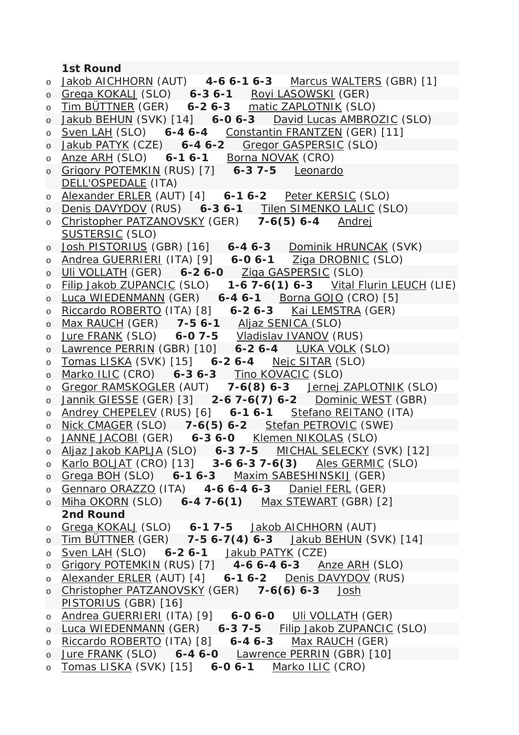**1st Round**

- Jakob AICHHORN (AUT) **4-6 6-1 6-3** Marcus WALTERS (GBR) [1]
- Grega KOKALJ (SLO) **6-3 6-1** Royi LASOWSKI (GER)
- Tim BÜTTNER (GER) **6-2 6-3** matic ZAPLOTNIK (SLO)
- Jakub BEHUN (SVK) [14] **6-0 6-3** David Lucas AMBROZIC (SLO)
- Sven LAH (SLO) **6-4 6-4** Constantin FRANTZEN (GER) [11]
- Jakub PATYK (CZE) **6-4 6-2** Gregor GASPERSIC (SLO)
- Anze ARH (SLO) **6-1 6-1** Borna NOVAK (CRO)
- Grigory POTEMKIN (RUS) [7] **6-3 7-5** Leonardo DELL'OSPEDALE (ITA)
- Alexander ERLER (AUT) [4] **6-1 6-2** Peter KERSIC (SLO)
- Denis DAVYDOV (RUS) **6-3 6-1** Tilen SIMENKO LALIC (SLO)
- Christopher PATZANOVSKY (GER) **7-6(5) 6-4** Andrej SUSTERSIC (SLO)
- Josh PISTORIUS (GBR) [16] **6-4 6-3** Dominik HRUNCAK (SVK)
- Andrea GUERRIERI (ITA) [9] **6-0 6-1** Ziga DROBNIC (SLO)
- Uli VOLLATH (GER) **6-2 6-0** Ziga GASPERSIC (SLO)
- Filip Jakob ZUPANCIC (SLO) **1-6 7-6(1) 6-3** Vital Flurin LEUCH (LIE)
- Luca WIEDENMANN (GER) **6-4 6-1** Borna GOJO (CRO) [5]
- Riccardo ROBERTO (ITA) [8] **6-2 6-3** Kai LEMSTRA (GER)
- Max RAUCH (GER) **7-5 6-1** Aljaz SENICA (SLO)
- Jure FRANK (SLO) **6-0 7-5** Vladislav IVANOV (RUS)
- Lawrence PERRIN (GBR) [10] **6-2 6-4** LUKA VOLK (SLO)
- Tomas LISKA (SVK) [15] **6-2 6-4** Nejc SITAR (SLO)
- Marko ILIC (CRO) **6-3 6-3** Tino KOVACIC (SLO)
- Gregor RAMSKOGLER (AUT) **7-6(8) 6-3** Jernej ZAPLOTNIK (SLO)
- Jannik GIESSE (GER) [3] **2-6 7-6(7) 6-2** Dominic WEST (GBR)
- Andrey CHEPELEV (RUS) [6] **6-1 6-1** Stefano REITANO (ITA)
- Nick CMAGER (SLO) **7-6(5) 6-2** Stefan PETROVIC (SWE)
- JANNE JACOBI (GER) **6-3 6-0** Klemen NIKOLAS (SLO)
- Aljaz Jakob KAPLJA (SLO) **6-3 7-5** MICHAL SELECKY (SVK) [12]
- Karlo BOLJAT (CRO) [13] **3-6 6-3 7-6(3)** Ales GERMIC (SLO)
- Grega BOH (SLO) **6-1 6-3** Maxim SABESHINSKIJ (GER)
- Gennaro ORAZZO (ITA) **4-6 6-4 6-3** Daniel FERL (GER)
- Miha OKORN (SLO) **6-4 7-6(1)** Max STEWART (GBR) [2]

**2nd Round**

- Grega KOKALJ (SLO) **6-1 7-5** Jakob AICHHORN (AUT)
- Tim BÜTTNER (GER) **7-5 6-7(4) 6-3** Jakub BEHUN (SVK) [14]
- Sven LAH (SLO) **6-2 6-1** Jakub PATYK (CZE)
- Grigory POTEMKIN (RUS) [7] **4-6 6-4 6-3** Anze ARH (SLO)
- Alexander ERLER (AUT) [4] **6-1 6-2** Denis DAVYDOV (RUS)
- Christopher PATZANOVSKY (GER) **7-6(6) 6-3** Josh PISTORIUS (GBR) [16]
- Andrea GUERRIERI (ITA) [9] **6-0 6-0** Uli VOLLATH (GER)
- Luca WIEDENMANN (GER) **6-3 7-5** Filip Jakob ZUPANCIC (SLO)
- Riccardo ROBERTO (ITA) [8] **6-4 6-3** Max RAUCH (GER)
- Jure FRANK (SLO) **6-4 6-0** Lawrence PERRIN (GBR) [10]
- Tomas LISKA (SVK) [15] **6-0 6-1** Marko ILIC (CRO)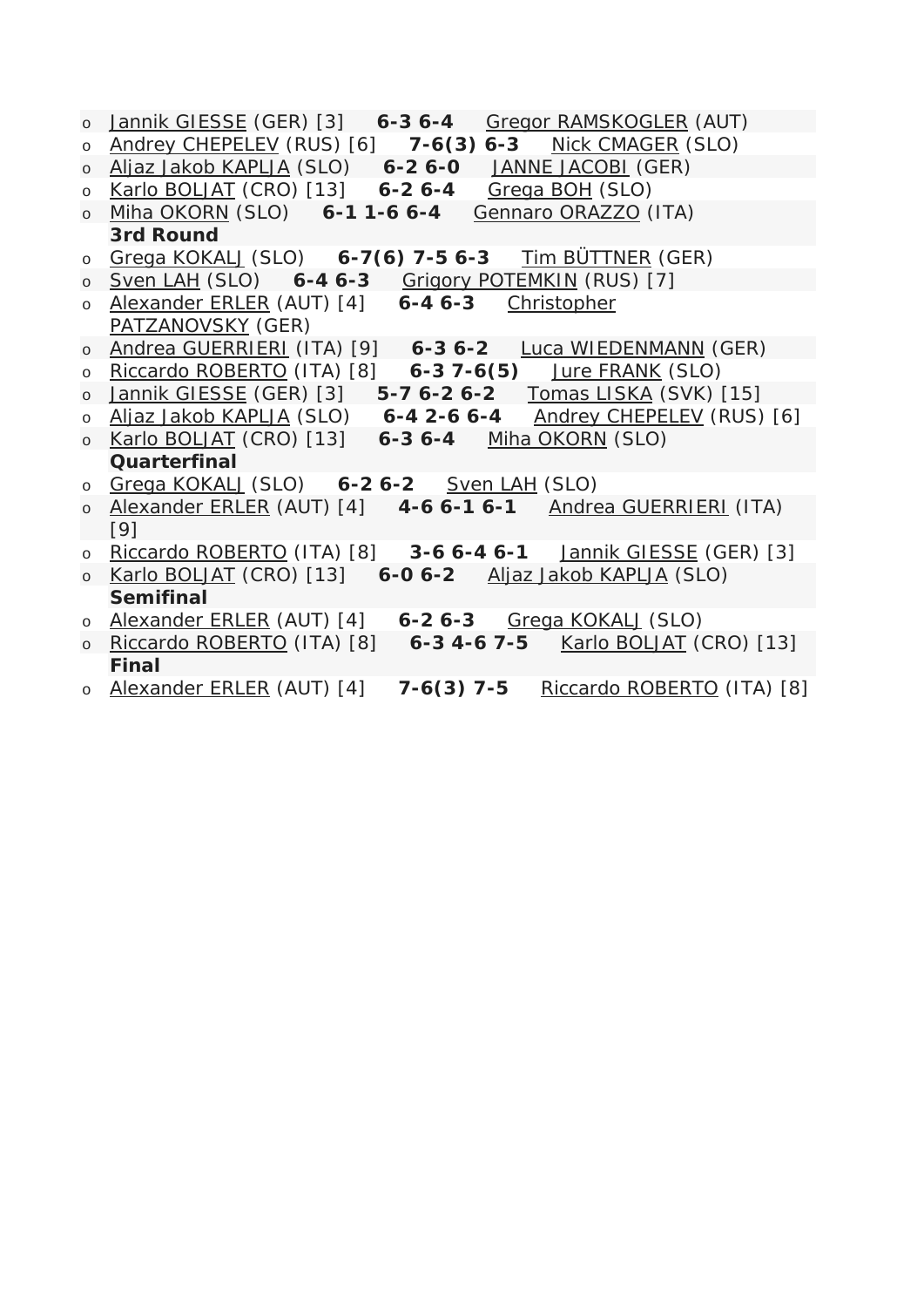- Jannik GIESSE (GER) [3] **6-3 6-4** Gregor RAMSKOGLER (AUT)
- Andrey CHEPELEV (RUS) [6] **7-6(3) 6-3** Nick CMAGER (SLO)
- Aljaz Jakob KAPLJA (SLO) **6-2 6-0** JANNE JACOBI (GER)
- Karlo BOLJAT (CRO) [13] **6-2 6-4** Grega BOH (SLO)
- Miha OKORN (SLO) **6-1 1-6 6-4** Gennaro ORAZZO (ITA)

**3rd Round**

- Grega KOKALJ (SLO) **6-7(6) 7-5 6-3** Tim BÜTTNER (GER)
- Sven LAH (SLO) **6-4 6-3** Grigory POTEMKIN (RUS) [7]
- Alexander ERLER (AUT) [4] **6-4 6-3** Christopher PATZANOVSKY (GER)
- Andrea GUERRIERI (ITA) [9] **6-3 6-2** Luca WIEDENMANN (GER)
- Riccardo ROBERTO (ITA) [8] **6-3 7-6(5)** Jure FRANK (SLO)
- Jannik GIESSE (GER) [3] **5-7 6-2 6-2** Tomas LISKA (SVK) [15]
- Aljaz Jakob KAPLJA (SLO) **6-4 2-6 6-4** Andrey CHEPELEV (RUS) [6]
- Karlo BOLJAT (CRO) [13] **6-3 6-4** Miha OKORN (SLO)

**Quarterfinal**

- Grega KOKALJ (SLO) **6-2 6-2** Sven LAH (SLO)
- Alexander ERLER (AUT) [4] **4-6 6-1 6-1** Andrea GUERRIERI (ITA) [9]
- Riccardo ROBERTO (ITA) [8] **3-6 6-4 6-1** Jannik GIESSE (GER) [3]
- Karlo BOLJAT (CRO) [13] **6-0 6-2** Aljaz Jakob KAPLJA (SLO)

**Semifinal**

- Alexander ERLER (AUT) [4] **6-2 6-3** Grega KOKALJ (SLO)
- Riccardo ROBERTO (ITA) [8] **6-3 4-6 7-5** Karlo BOLJAT (CRO) [13]

**Final**

- Alexander ERLER (AUT) [4] **7-6(3) 7-5** Riccardo ROBERTO (ITA) [8]